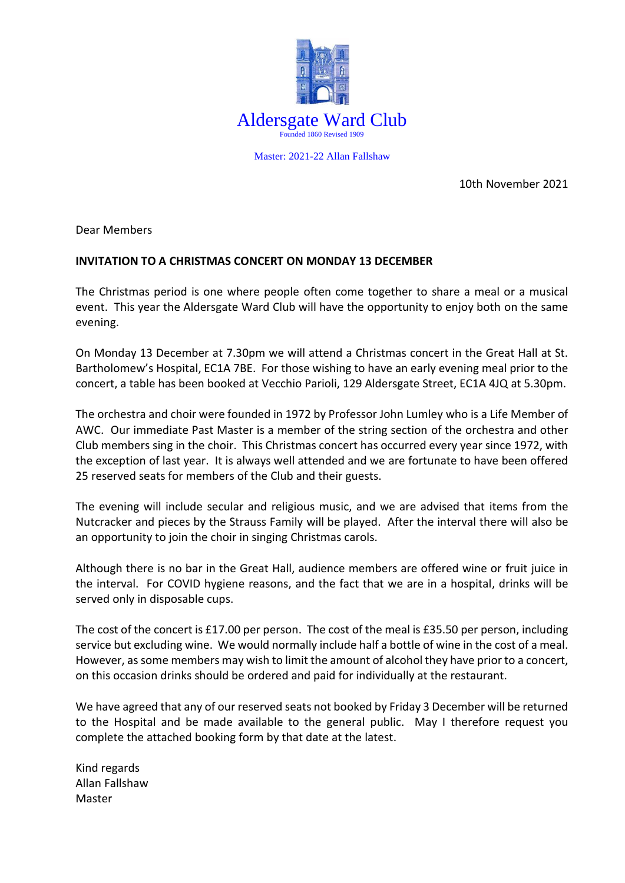# Aldersgate Ward Club

Founded 1860 Revised 1909

Master: 2021-22 Allan Fallshaw

10th November 2021

Dear Members

**INVITATION TO A CHRISTMAS CONCERT ON MONDAY 13 DECEMBER**

The Christmas period is one where people often come together to share a meal or a musical event. This year the Aldersgate Ward Club will have the opportunity to enjoy both on the same evening.

On Monday 13 December at 7.30pm we will attend a Christmas concert in the Great Hall at St. Bartholomew's Hospital, EC1A 7BE. For those wishing to have an early evening meal prior to the concert, a table has been booked at Vecchio Parioli, 129 Aldersgate Street, EC1A 4JQ at 5.30pm.

The orchestra and choir were founded in 1972 by Professor John Lumley who is a Life Member of AWC. Our immediate Past Master is a member of the string section of the orchestra and other Club members sing in the choir. This Christmas concert has occurred every year since 1972, with the exception of last year. It is always well attended and we are fortunate to have been offered 25 reserved seats for members of the Club and their guests.

The evening will include secular and religious music, and we are advised that items from the Nutcracker and pieces by the Strauss Family will be played. After the interval there will also be an opportunity to join the choir in singing Christmas carols.

Although there is no bar in the Great Hall, audience members are offered wine or fruit juice in the interval. For COVID hygiene reasons, and the fact that we are in a hospital, drinks will be served only in disposable cups.

The cost of the concert is £17.00 per person. The cost of the meal is £35.50 per person, including service but excluding wine. We would normally include half a bottle of wine in the cost of a meal. However, as some members may wish to limit the amount of alcohol they have prior to a concert, on this occasion drinks should be ordered and paid for individually at the restaurant.

We have agreed that any of our reserved seats not booked by Friday 3 December will be returned to the Hospital and be made available to the general public. May I therefore request you complete the attached booking form by that date at the latest.

Kind regards
Allan Fallshaw
Master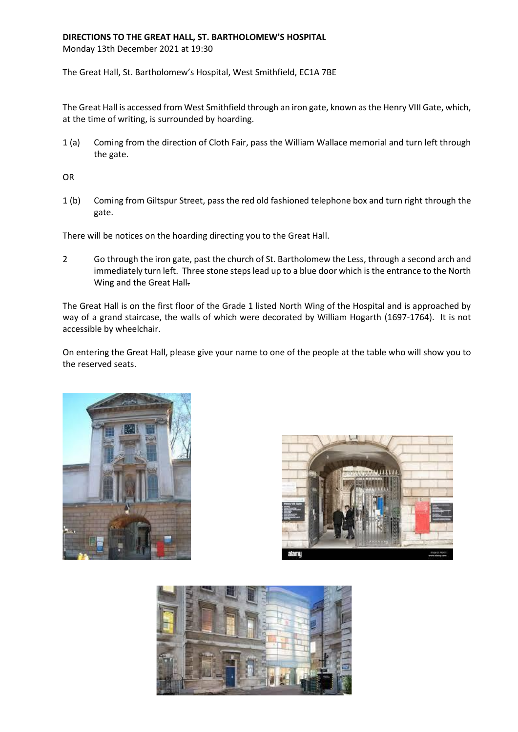**DIRECTIONS TO THE GREAT HALL, ST. BARTHOLOMEW'S HOSPITAL**
Monday 13th December 2021 at 19:30

The Great Hall, St. Bartholomew's Hospital, West Smithfield, EC1A 7BE

The Great Hall is accessed from West Smithfield through an iron gate, known as the Henry VIII Gate, which, at the time of writing, is surrounded by hoarding.

1 (a) Coming from the direction of Cloth Fair, pass the William Wallace memorial and turn left through the gate.

OR

1 (b) Coming from Giltspur Street, pass the red old fashioned telephone box and turn right through the gate.

There will be notices on the hoarding directing you to the Great Hall.

2 Go through the iron gate, past the church of St. Bartholomew the Less, through a second arch and immediately turn left. Three stone steps lead up to a blue door which is the entrance to the North Wing and the Great Hall.

The Great Hall is on the first floor of the Grade 1 listed North Wing of the Hospital and is approached by way of a grand staircase, the walls of which were decorated by William Hogarth (1697-1764). It is not accessible by wheelchair.

On entering the Great Hall, please give your name to one of the people at the table who will show you to the reserved seats.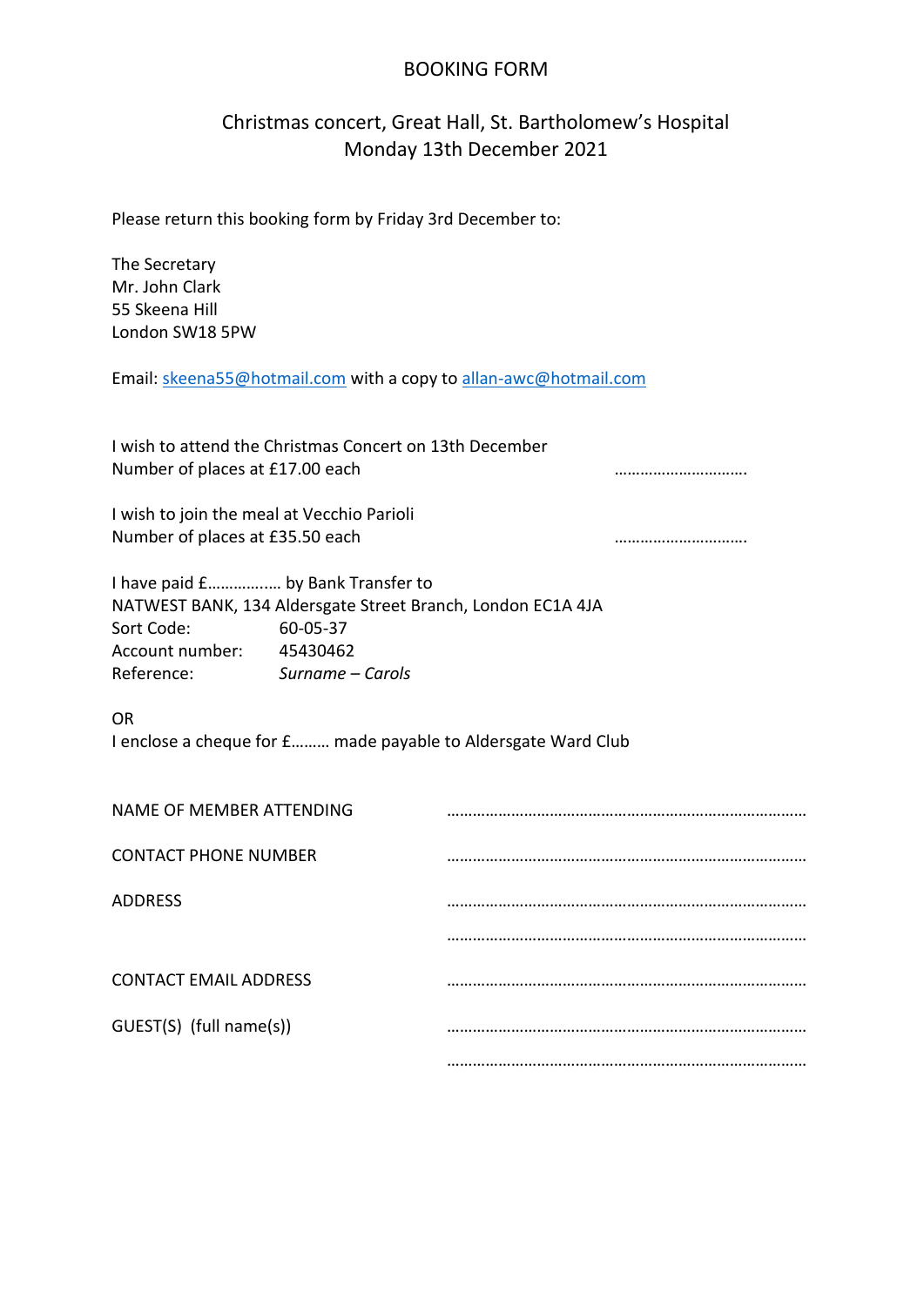# BOOKING FORM

## Christmas concert, Great Hall, St. Bartholomew's Hospital
## Monday 13th December 2021

Please return this booking form by Friday 3rd December to:

The Secretary
Mr. John Clark
55 Skeena Hill
London SW18 5PW

Email: skeena55@hotmail.com with a copy to allan-awc@hotmail.com

I wish to attend the Christmas Concert on 13th December
Number of places at £17.00 each ………………………….

I wish to join the meal at Vecchio Parioli
Number of places at £35.50 each ………………………….

I have paid £…………..… by Bank Transfer to
NATWEST BANK, 134 Aldersgate Street Branch, London EC1A 4JA

| | |
|---|---|
| Sort Code: | 60-05-37 |
| Account number: | 45430462 |
| Reference: | *Surname – Carols* |

OR
I enclose a cheque for £……… made payable to Aldersgate Ward Club

| | |
|---|---|
| NAME OF MEMBER ATTENDING | ………………………………………………………………………… |
| CONTACT PHONE NUMBER | ………………………………………………………………………… |
| ADDRESS | ………………………………………………………………………… |
| | ………………………………………………………………………… |
| CONTACT EMAIL ADDRESS | ………………………………………………………………………… |
| GUEST(S) (full name(s)) | ………………………………………………………………………… |
| | ………………………………………………………………………… |